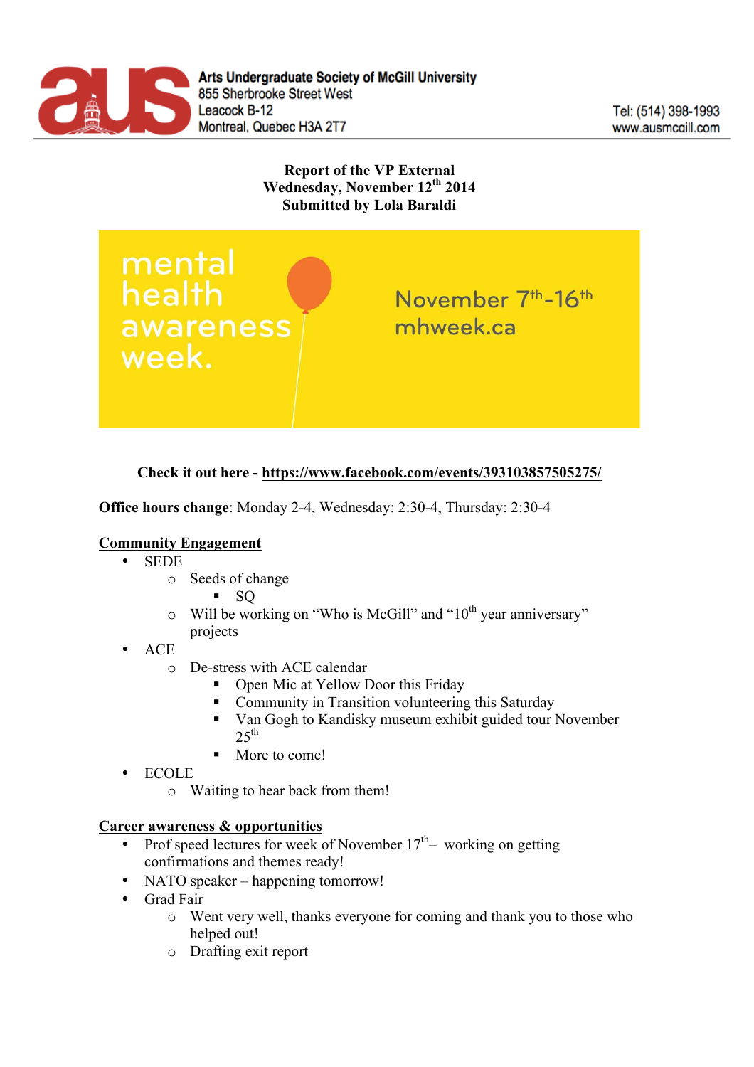Arts Undergraduate Society of McGill University
855 Sherbrooke Street West
Leacock B-12
Montreal, Quebec H3A 2T7

Tel: (514) 398-1993
www.ausmcgill.com

**Report of the VP External**
**Wednesday, November 12th 2014**
**Submitted by Lola Baraldi**

mental health awareness week.

November 7th-16th
mhweek.ca

**Check it out here - https://www.facebook.com/events/393103857505275/**

**Office hours change**: Monday 2-4, Wednesday: 2:30-4, Thursday: 2:30-4

**Community Engagement**

- SEDE
  - Seeds of change
    - SQ
  - Will be working on "Who is McGill" and "10th year anniversary" projects
- ACE
  - De-stress with ACE calendar
    - Open Mic at Yellow Door this Friday
    - Community in Transition volunteering this Saturday
    - Van Gogh to Kandisky museum exhibit guided tour November 25th
    - More to come!
- ECOLE
  - Waiting to hear back from them!

**Career awareness & opportunities**

- Prof speed lectures for week of November 17th – working on getting confirmations and themes ready!
- NATO speaker – happening tomorrow!
- Grad Fair
  - Went very well, thanks everyone for coming and thank you to those who helped out!
  - Drafting exit report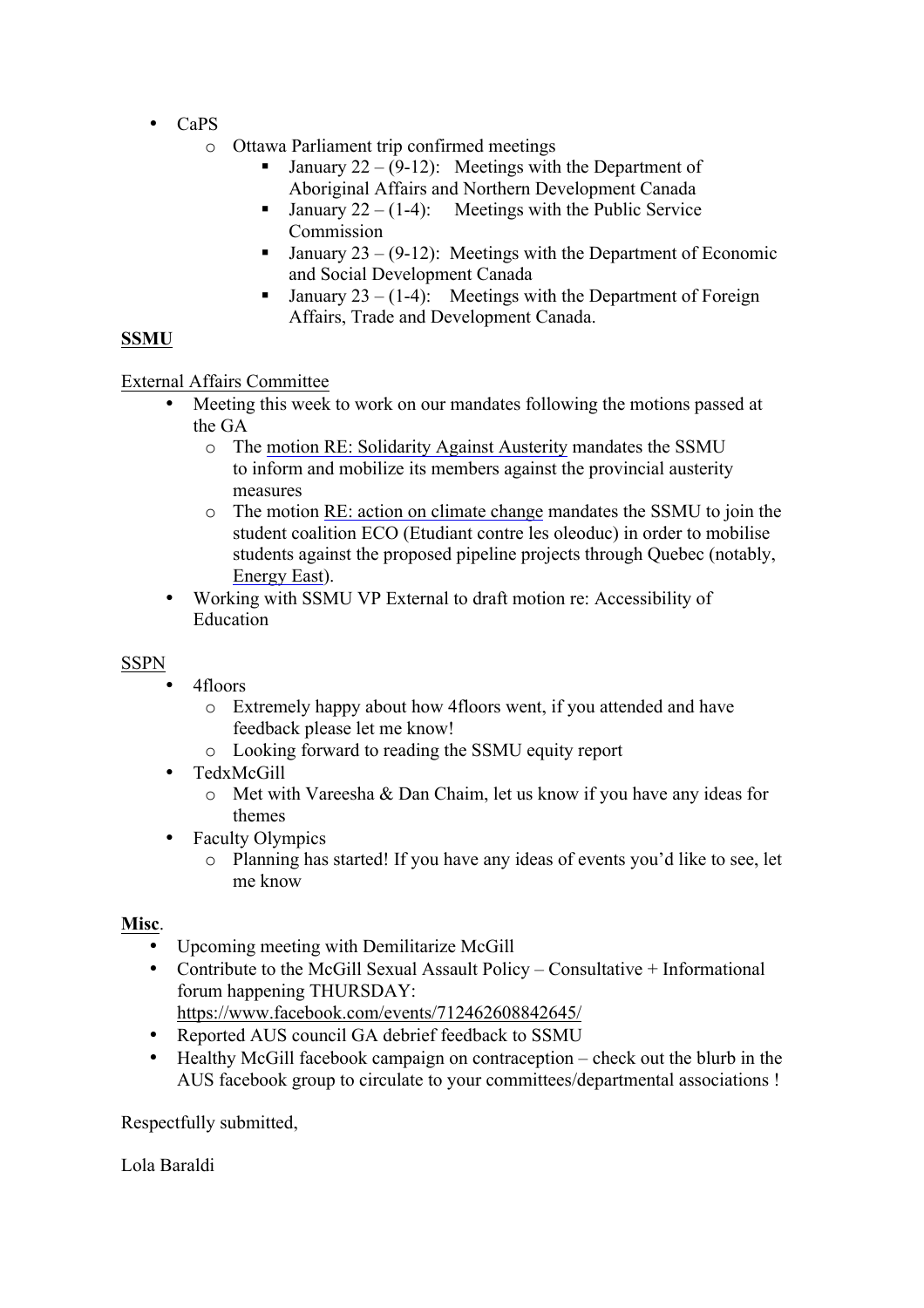- CaPS
  - Ottawa Parliament trip confirmed meetings
    - January 22 – (9-12): Meetings with the Department of Aboriginal Affairs and Northern Development Canada
    - January 22 – (1-4): Meetings with the Public Service Commission
    - January 23 – (9-12): Meetings with the Department of Economic and Social Development Canada
    - January 23 – (1-4): Meetings with the Department of Foreign Affairs, Trade and Development Canada.

**SSMU**

External Affairs Committee

- Meeting this week to work on our mandates following the motions passed at the GA
  - The motion RE: Solidarity Against Austerity mandates the SSMU to inform and mobilize its members against the provincial austerity measures
  - The motion RE: action on climate change mandates the SSMU to join the student coalition ECO (Etudiant contre les oleoduc) in order to mobilise students against the proposed pipeline projects through Quebec (notably, Energy East).
- Working with SSMU VP External to draft motion re: Accessibility of Education

SSPN

- 4floors
  - Extremely happy about how 4floors went, if you attended and have feedback please let me know!
  - Looking forward to reading the SSMU equity report
- TedxMcGill
  - Met with Vareesha & Dan Chaim, let us know if you have any ideas for themes
- Faculty Olympics
  - Planning has started! If you have any ideas of events you'd like to see, let me know

**Misc**.

- Upcoming meeting with Demilitarize McGill
- Contribute to the McGill Sexual Assault Policy – Consultative + Informational forum happening THURSDAY: https://www.facebook.com/events/712462608842645/
- Reported AUS council GA debrief feedback to SSMU
- Healthy McGill facebook campaign on contraception – check out the blurb in the AUS facebook group to circulate to your committees/departmental associations !

Respectfully submitted,

Lola Baraldi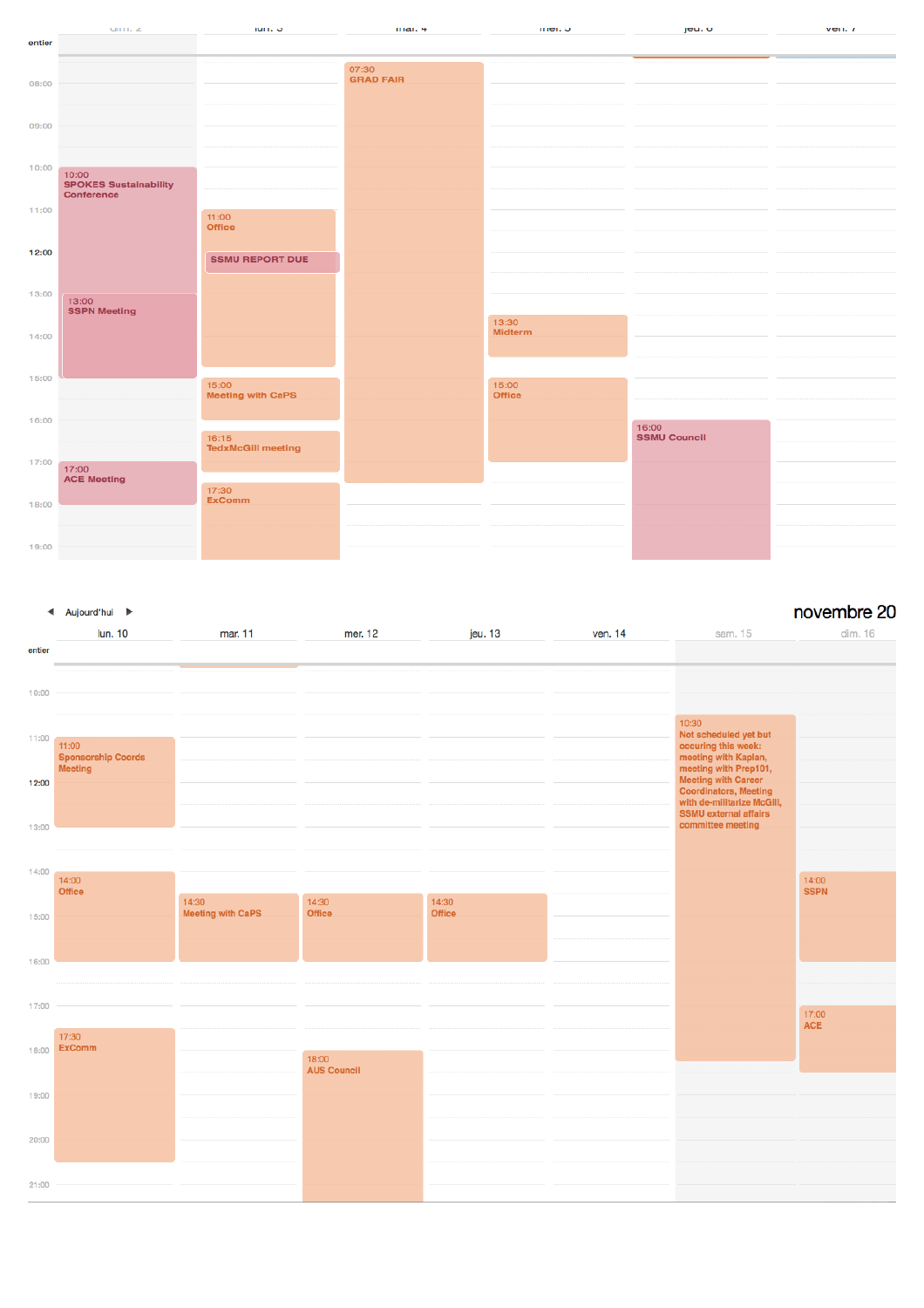entier

| | dim. 2 | lun. 3 | mar. 4 | mer. 5 | jeu. 6 | ven. 7 |
|---|---|---|---|---|---|---|
| 07:30 | | | 07:30 GRAD FAIR | | | |
| 10:00 | 10:00 SPOKES Sustainability Conference | | | | | |
| 11:00 | | 11:00 Office | | | | |
| 12:00 | | SSMU REPORT DUE | | | | |
| 13:00 | 13:00 SSPN Meeting | | | | | |
| 13:30 | | | | 13:30 Midterm | | |
| 15:00 | | 15:00 Meeting with CaPS | | 15:00 Office | | |
| 16:00 | | | | | 16:00 SSMU Council | |
| 16:15 | | 16:15 TedxMcGill meeting | | | | |
| 17:00 | 17:00 ACE Meeting | | | | | |
| 17:30 | | 17:30 ExComm | | | | |

Aujourd'hui

novembre 20

entier

| | lun. 10 | mar. 11 | mer. 12 | jeu. 13 | ven. 14 | sam. 15 | dim. 16 |
|---|---|---|---|---|---|---|---|
| 10:30 | | | | | | 10:30 Not scheduled yet but occuring this week: meeting with Kaplan, meeting with Prep101, Meeting with Career Coordinators, Meeting with de-militarize McGill, SSMU external affairs committee meeting | |
| 11:00 | 11:00 Sponsorship Coords Meeting | | | | | | |
| 14:00 | 14:00 Office | | | | | | 14:00 SSPN |
| 14:30 | | 14:30 Meeting with CaPS | 14:30 Office | 14:30 Office | | | |
| 17:00 | | | | | | | 17:00 ACE |
| 17:30 | 17:30 ExComm | | | | | | |
| 18:00 | | | 18:00 AUS Council | | | | |